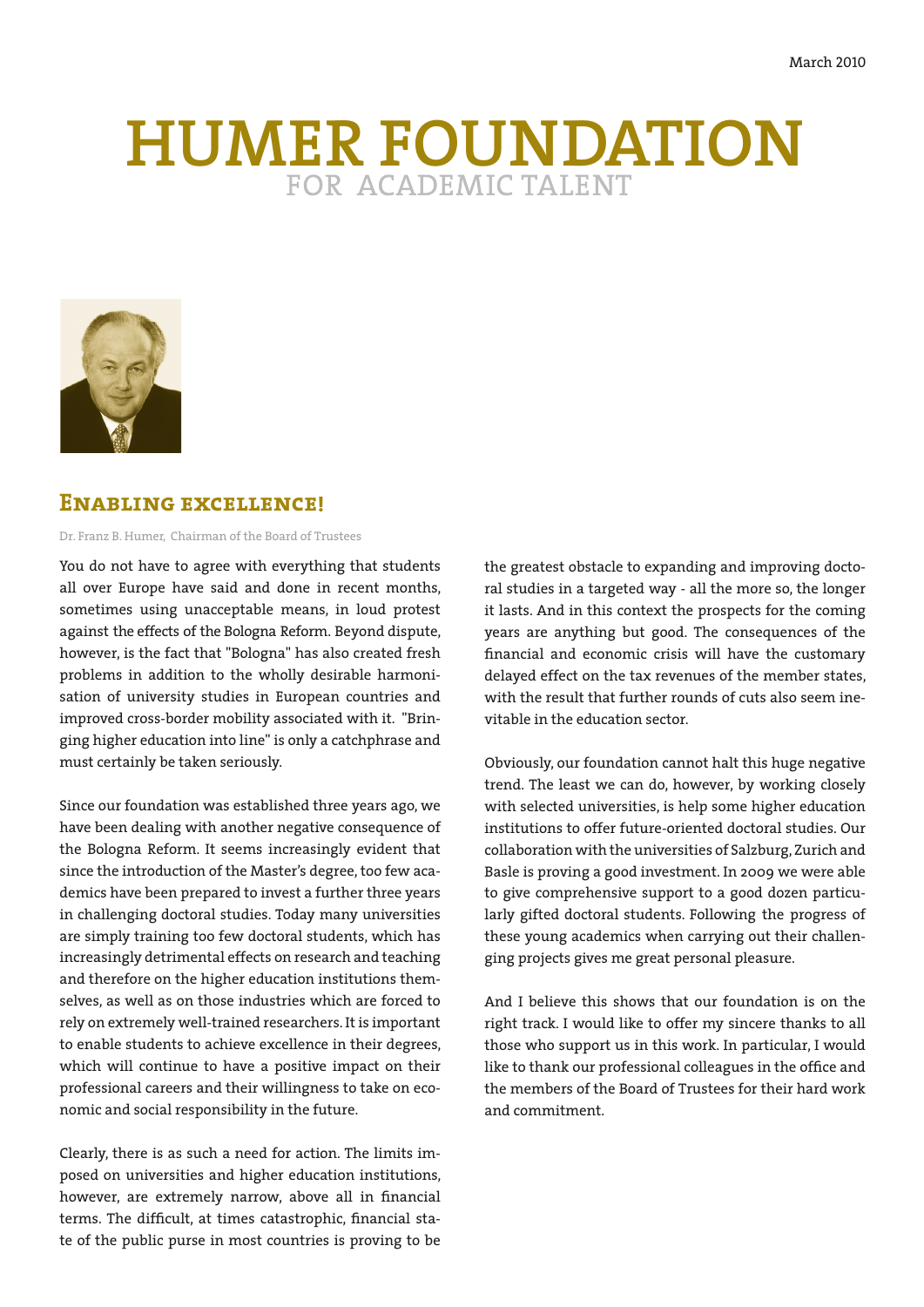March 2010

# HUMER FOUNDATION

FOR ACADEMIC TALENT

## Enabling excellence!

Dr. Franz B. Humer, Chairman of the Board of Trustees

You do not have to agree with everything that students all over Europe have said and done in recent months, sometimes using unacceptable means, in loud protest against the effects of the Bologna Reform. Beyond dispute, however, is the fact that "Bologna" has also created fresh problems in addition to the wholly desirable harmonisation of university studies in European countries and improved cross-border mobility associated with it. "Bringing higher education into line" is only a catchphrase and must certainly be taken seriously.

Since our foundation was established three years ago, we have been dealing with another negative consequence of the Bologna Reform. It seems increasingly evident that since the introduction of the Master's degree, too few academics have been prepared to invest a further three years in challenging doctoral studies. Today many universities are simply training too few doctoral students, which has increasingly detrimental effects on research and teaching and therefore on the higher education institutions themselves, as well as on those industries which are forced to rely on extremely well-trained researchers. It is important to enable students to achieve excellence in their degrees, which will continue to have a positive impact on their professional careers and their willingness to take on economic and social responsibility in the future.

Clearly, there is as such a need for action. The limits imposed on universities and higher education institutions, however, are extremely narrow, above all in financial terms. The difficult, at times catastrophic, financial state of the public purse in most countries is proving to be the greatest obstacle to expanding and improving doctoral studies in a targeted way - all the more so, the longer it lasts. And in this context the prospects for the coming years are anything but good. The consequences of the financial and economic crisis will have the customary delayed effect on the tax revenues of the member states, with the result that further rounds of cuts also seem inevitable in the education sector.

Obviously, our foundation cannot halt this huge negative trend. The least we can do, however, by working closely with selected universities, is help some higher education institutions to offer future-oriented doctoral studies. Our collaboration with the universities of Salzburg, Zurich and Basle is proving a good investment. In 2009 we were able to give comprehensive support to a good dozen particularly gifted doctoral students. Following the progress of these young academics when carrying out their challenging projects gives me great personal pleasure.

And I believe this shows that our foundation is on the right track. I would like to offer my sincere thanks to all those who support us in this work. In particular, I would like to thank our professional colleagues in the office and the members of the Board of Trustees for their hard work and commitment.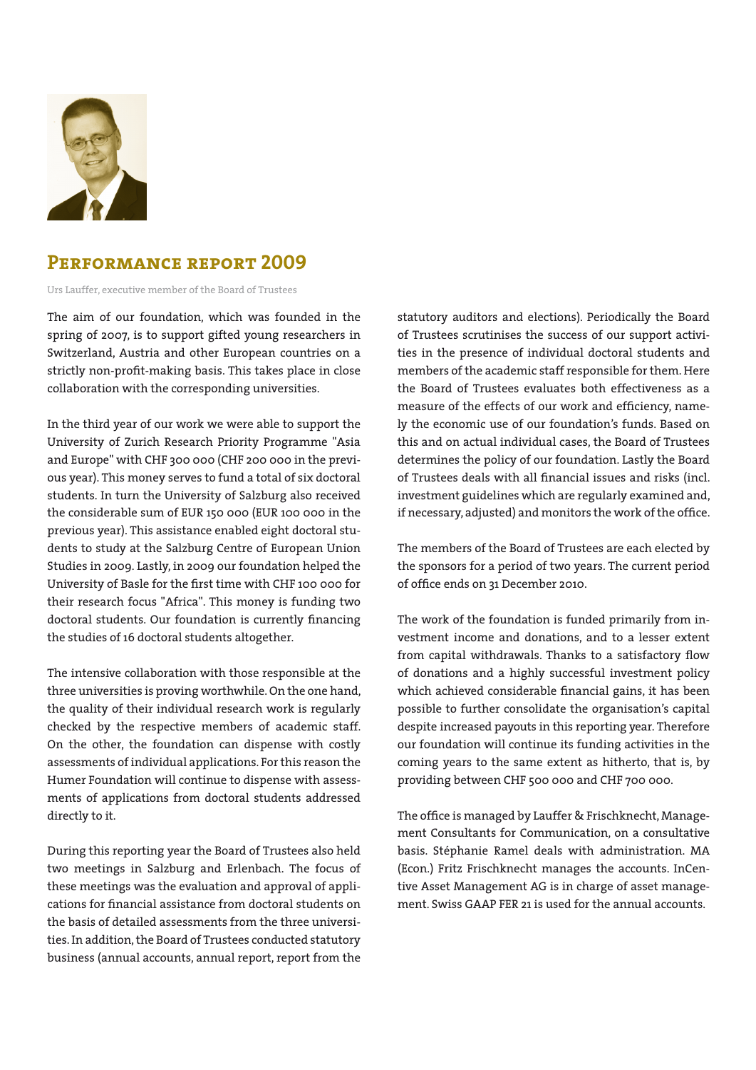# Performance report 2009

Urs Lauffer, executive member of the Board of Trustees

The aim of our foundation, which was founded in the spring of 2007, is to support gifted young researchers in Switzerland, Austria and other European countries on a strictly non-profit-making basis. This takes place in close collaboration with the corresponding universities.

In the third year of our work we were able to support the University of Zurich Research Priority Programme "Asia and Europe" with CHF 300 000 (CHF 200 000 in the previous year). This money serves to fund a total of six doctoral students. In turn the University of Salzburg also received the considerable sum of EUR 150 000 (EUR 100 000 in the previous year). This assistance enabled eight doctoral students to study at the Salzburg Centre of European Union Studies in 2009. Lastly, in 2009 our foundation helped the University of Basle for the first time with CHF 100 000 for their research focus "Africa". This money is funding two doctoral students. Our foundation is currently financing the studies of 16 doctoral students altogether.

The intensive collaboration with those responsible at the three universities is proving worthwhile. On the one hand, the quality of their individual research work is regularly checked by the respective members of academic staff. On the other, the foundation can dispense with costly assessments of individual applications. For this reason the Humer Foundation will continue to dispense with assessments of applications from doctoral students addressed directly to it.

During this reporting year the Board of Trustees also held two meetings in Salzburg and Erlenbach. The focus of these meetings was the evaluation and approval of applications for financial assistance from doctoral students on the basis of detailed assessments from the three universities. In addition, the Board of Trustees conducted statutory business (annual accounts, annual report, report from the statutory auditors and elections). Periodically the Board of Trustees scrutinises the success of our support activities in the presence of individual doctoral students and members of the academic staff responsible for them. Here the Board of Trustees evaluates both effectiveness as a measure of the effects of our work and efficiency, namely the economic use of our foundation's funds. Based on this and on actual individual cases, the Board of Trustees determines the policy of our foundation. Lastly the Board of Trustees deals with all financial issues and risks (incl. investment guidelines which are regularly examined and, if necessary, adjusted) and monitors the work of the office.

The members of the Board of Trustees are each elected by the sponsors for a period of two years. The current period of office ends on 31 December 2010.

The work of the foundation is funded primarily from investment income and donations, and to a lesser extent from capital withdrawals. Thanks to a satisfactory flow of donations and a highly successful investment policy which achieved considerable financial gains, it has been possible to further consolidate the organisation's capital despite increased payouts in this reporting year. Therefore our foundation will continue its funding activities in the coming years to the same extent as hitherto, that is, by providing between CHF 500 000 and CHF 700 000.

The office is managed by Lauffer & Frischknecht, Management Consultants for Communication, on a consultative basis. Stéphanie Ramel deals with administration. MA (Econ.) Fritz Frischknecht manages the accounts. InCentive Asset Management AG is in charge of asset management. Swiss GAAP FER 21 is used for the annual accounts.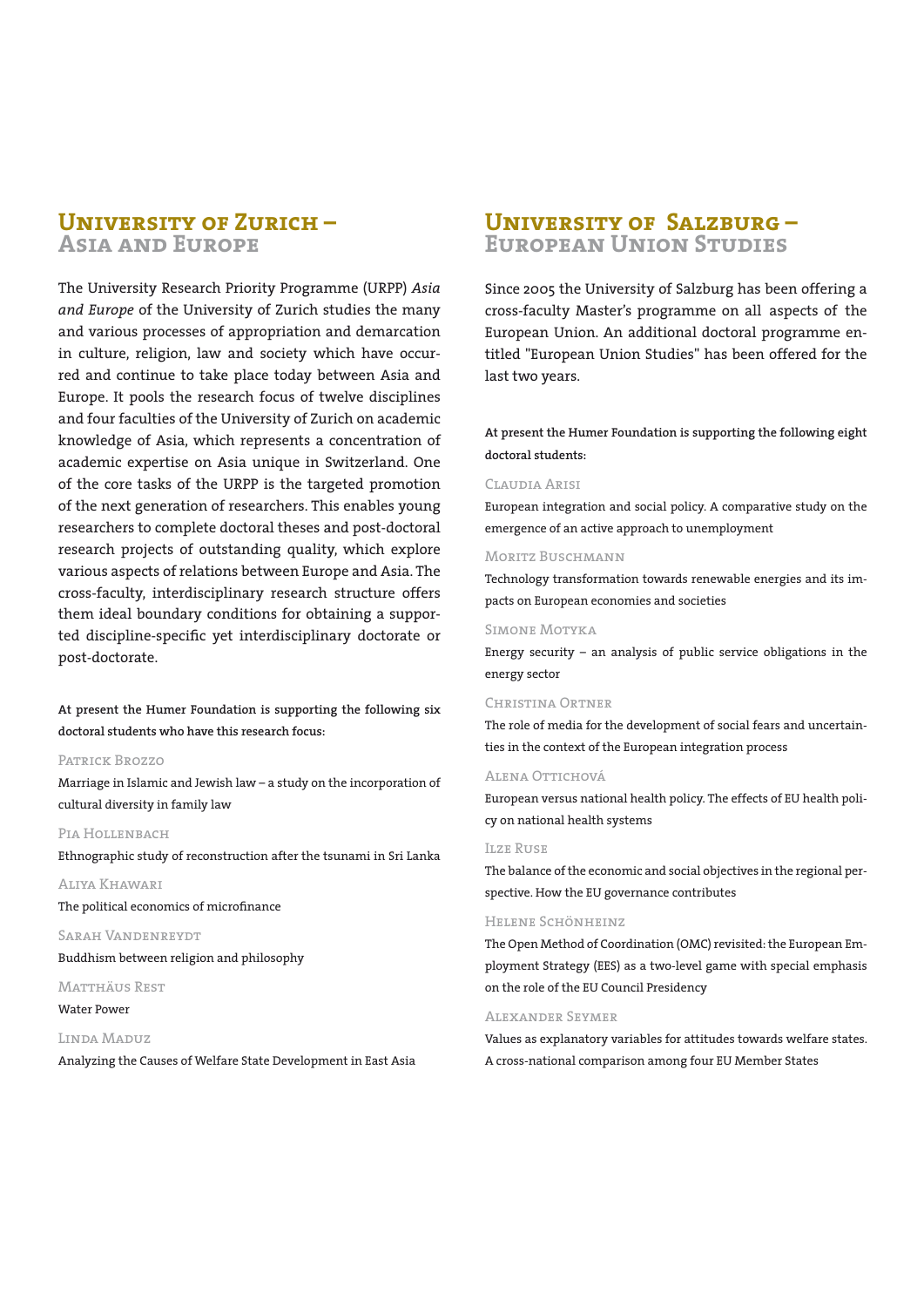## University of Zurich – Asia and Europe

The University Research Priority Programme (URPP) *Asia and Europe* of the University of Zurich studies the many and various processes of appropriation and demarcation in culture, religion, law and society which have occurred and continue to take place today between Asia and Europe. It pools the research focus of twelve disciplines and four faculties of the University of Zurich on academic knowledge of Asia, which represents a concentration of academic expertise on Asia unique in Switzerland. One of the core tasks of the URPP is the targeted promotion of the next generation of researchers. This enables young researchers to complete doctoral theses and post-doctoral research projects of outstanding quality, which explore various aspects of relations between Europe and Asia. The cross-faculty, interdisciplinary research structure offers them ideal boundary conditions for obtaining a supported discipline-specific yet interdisciplinary doctorate or post-doctorate.

**At present the Humer Foundation is supporting the following six doctoral students who have this research focus:**

Patrick Brozzo

Marriage in Islamic and Jewish law – a study on the incorporation of cultural diversity in family law

Pia Hollenbach

Ethnographic study of reconstruction after the tsunami in Sri Lanka

Aliya Khawari

The political economics of microfinance

Sarah Vandenreydt

Buddhism between religion and philosophy

Matthäus Rest

Water Power

Linda Maduz

Analyzing the Causes of Welfare State Development in East Asia

## University of Salzburg – European Union Studies

Since 2005 the University of Salzburg has been offering a cross-faculty Master's programme on all aspects of the European Union. An additional doctoral programme entitled "European Union Studies" has been offered for the last two years.

**At present the Humer Foundation is supporting the following eight doctoral students:**

Claudia Arisi

European integration and social policy. A comparative study on the emergence of an active approach to unemployment

Moritz Buschmann

Technology transformation towards renewable energies and its impacts on European economies and societies

Simone Motyka

Energy security – an analysis of public service obligations in the energy sector

Christina Ortner

The role of media for the development of social fears and uncertainties in the context of the European integration process

Alena Ottichová

European versus national health policy. The effects of EU health policy on national health systems

Ilze Ruse

The balance of the economic and social objectives in the regional perspective. How the EU governance contributes

Helene Schönheinz

The Open Method of Coordination (OMC) revisited: the European Employment Strategy (EES) as a two-level game with special emphasis on the role of the EU Council Presidency

Alexander Seymer

Values as explanatory variables for attitudes towards welfare states. A cross-national comparison among four EU Member States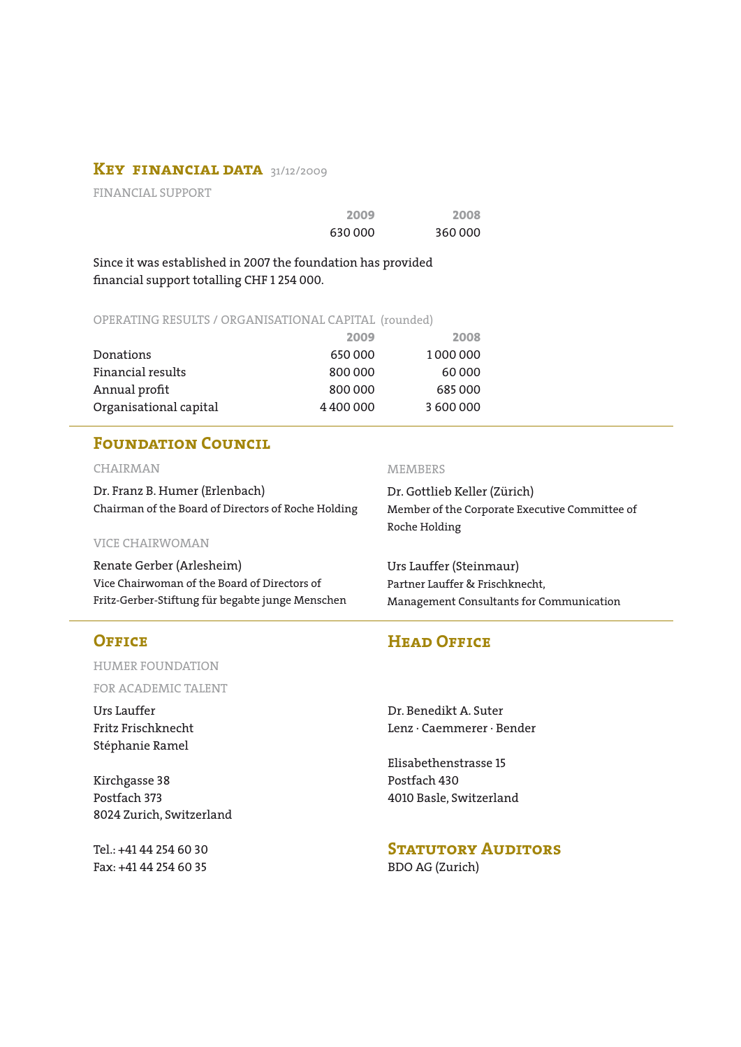## Key financial data 31/12/2009

FINANCIAL SUPPORT

| | 2009 | 2008 |
|---|---|---|
| | 630 000 | 360 000 |

Since it was established in 2007 the foundation has provided financial support totalling CHF 1 254 000.

OPERATING RESULTS / ORGANISATIONAL CAPITAL (rounded)

| | 2009 | 2008 |
|---|---|---|
| Donations | 650 000 | 1 000 000 |
| Financial results | 800 000 | 60 000 |
| Annual profit | 800 000 | 685 000 |
| Organisational capital | 4 400 000 | 3 600 000 |

## Foundation Council

CHAIRMAN

Dr. Franz B. Humer (Erlenbach)
Chairman of the Board of Directors of Roche Holding

VICE CHAIRWOMAN

Renate Gerber (Arlesheim)
Vice Chairwoman of the Board of Directors of Fritz-Gerber-Stiftung für begabte junge Menschen

MEMBERS

Dr. Gottlieb Keller (Zürich)
Member of the Corporate Executive Committee of Roche Holding

Urs Lauffer (Steinmaur)
Partner Lauffer & Frischknecht, Management Consultants for Communication

## Office

HUMER FOUNDATION
FOR ACADEMIC TALENT

Urs Lauffer
Fritz Frischknecht
Stéphanie Ramel

Kirchgasse 38
Postfach 373
8024 Zurich, Switzerland

Tel.: +41 44 254 60 30
Fax: +41 44 254 60 35

## Head Office

Dr. Benedikt A. Suter
Lenz · Caemmerer · Bender

Elisabethenstrasse 15
Postfach 430
4010 Basle, Switzerland

## Statutory Auditors

BDO AG (Zurich)